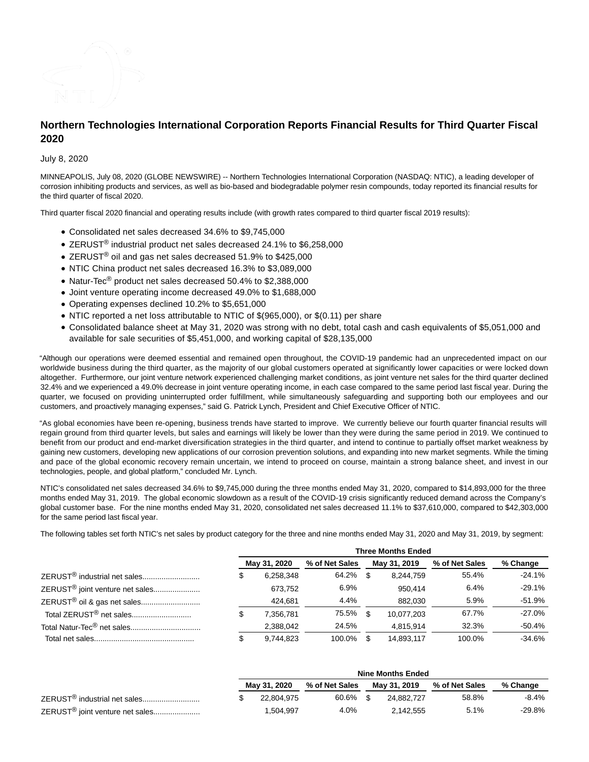# Northern Technologies International Corporation Reports Financial Results for Third Quarter Fiscal 2020

July 8, 2020

MINNEAPOLIS, July 08, 2020 (GLOBE NEWSWIRE) -- Northern Technologies International Corporation (NASDAQ: NTIC), a leading developer of corrosion inhibiting products and services, as well as bio-based and biodegradable polymer resin compounds, today reported its financial results for the third quarter of fiscal 2020.

Third quarter fiscal 2020 financial and operating results include (with growth rates compared to third quarter fiscal 2019 results):

- Consolidated net sales decreased 34.6% to $9,745,000
- ZERUST® industrial product net sales decreased 24.1% to $6,258,000
- ZERUST® oil and gas net sales decreased 51.9% to $425,000
- NTIC China product net sales decreased 16.3% to $3,089,000
- Natur-Tec® product net sales decreased 50.4% to $2,388,000
- Joint venture operating income decreased 49.0% to $1,688,000
- Operating expenses declined 10.2% to $5,651,000
- NTIC reported a net loss attributable to NTIC of $(965,000), or $(0.11) per share
- Consolidated balance sheet at May 31, 2020 was strong with no debt, total cash and cash equivalents of $5,051,000 and available for sale securities of $5,451,000, and working capital of $28,135,000

"Although our operations were deemed essential and remained open throughout, the COVID-19 pandemic had an unprecedented impact on our worldwide business during the third quarter, as the majority of our global customers operated at significantly lower capacities or were locked down altogether. Furthermore, our joint venture network experienced challenging market conditions, as joint venture net sales for the third quarter declined 32.4% and we experienced a 49.0% decrease in joint venture operating income, in each case compared to the same period last fiscal year. During the quarter, we focused on providing uninterrupted order fulfillment, while simultaneously safeguarding and supporting both our employees and our customers, and proactively managing expenses," said G. Patrick Lynch, President and Chief Executive Officer of NTIC.

"As global economies have been re-opening, business trends have started to improve. We currently believe our fourth quarter financial results will regain ground from third quarter levels, but sales and earnings will likely be lower than they were during the same period in 2019. We continued to benefit from our product and end-market diversification strategies in the third quarter, and intend to continue to partially offset market weakness by gaining new customers, developing new applications of our corrosion prevention solutions, and expanding into new market segments. While the timing and pace of the global economic recovery remain uncertain, we intend to proceed on course, maintain a strong balance sheet, and invest in our technologies, people, and global platform," concluded Mr. Lynch.

NTIC's consolidated net sales decreased 34.6% to $9,745,000 during the three months ended May 31, 2020, compared to $14,893,000 for the three months ended May 31, 2019. The global economic slowdown as a result of the COVID-19 crisis significantly reduced demand across the Company's global customer base. For the nine months ended May 31, 2020, consolidated net sales decreased 11.1% to $37,610,000, compared to $42,303,000 for the same period last fiscal year.

The following tables set forth NTIC's net sales by product category for the three and nine months ended May 31, 2020 and May 31, 2019, by segment:

| | Three Months Ended | | | | |
|---|---|---|---|---|---|
| | May 31, 2020 | % of Net Sales | May 31, 2019 | % of Net Sales | % Change |
| ZERUST® industrial net sales | $ 6,258,348 | 64.2% | $ 8,244,759 | 55.4% | -24.1% |
| ZERUST® joint venture net sales | 673,752 | 6.9% | 950,414 | 6.4% | -29.1% |
| ZERUST® oil & gas net sales | 424,681 | 4.4% | 882,030 | 5.9% | -51.9% |
| Total ZERUST® net sales | $ 7,356,781 | 75.5% | $ 10,077,203 | 67.7% | -27.0% |
| Total Natur-Tec® net sales | 2,388,042 | 24.5% | 4,815,914 | 32.3% | -50.4% |
| Total net sales | $ 9,744,823 | 100.0% | $ 14,893,117 | 100.0% | -34.6% |

| | Nine Months Ended | | | | |
|---|---|---|---|---|---|
| | May 31, 2020 | % of Net Sales | May 31, 2019 | % of Net Sales | % Change |
| ZERUST® industrial net sales | $ 22,804,975 | 60.6% | $ 24,882,727 | 58.8% | -8.4% |
| ZERUST® joint venture net sales | 1,504,997 | 4.0% | 2,142,555 | 5.1% | -29.8% |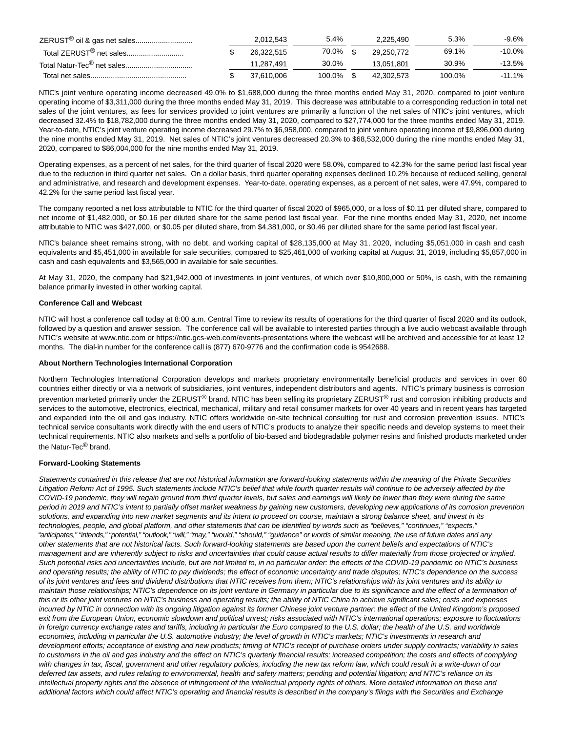| | | | | | |
|---|---|---|---|---|---|
| ZERUST® oil & gas net sales | | 2,012,543 | 5.4% | 2,225,490 | 5.3% | -9.6% |
| Total ZERUST® net sales | $ | 26,322,515 | 70.0% | $ 29,250,772 | 69.1% | -10.0% |
| Total Natur-Tec® net sales | | 11,287,491 | 30.0% | 13,051,801 | 30.9% | -13.5% |
| Total net sales | $ | 37,610,006 | 100.0% | $ 42,302,573 | 100.0% | -11.1% |

NTIC's joint venture operating income decreased 49.0% to $1,688,000 during the three months ended May 31, 2020, compared to joint venture operating income of $3,311,000 during the three months ended May 31, 2019. This decrease was attributable to a corresponding reduction in total net sales of the joint ventures, as fees for services provided to joint ventures are primarily a function of the net sales of NTIC's joint ventures, which decreased 32.4% to $18,782,000 during the three months ended May 31, 2020, compared to $27,774,000 for the three months ended May 31, 2019. Year-to-date, NTIC's joint venture operating income decreased 29.7% to $6,958,000, compared to joint venture operating income of $9,896,000 during the nine months ended May 31, 2019. Net sales of NTIC's joint ventures decreased 20.3% to $68,532,000 during the nine months ended May 31, 2020, compared to $86,004,000 for the nine months ended May 31, 2019.

Operating expenses, as a percent of net sales, for the third quarter of fiscal 2020 were 58.0%, compared to 42.3% for the same period last fiscal year due to the reduction in third quarter net sales. On a dollar basis, third quarter operating expenses declined 10.2% because of reduced selling, general and administrative, and research and development expenses. Year-to-date, operating expenses, as a percent of net sales, were 47.9%, compared to 42.2% for the same period last fiscal year.

The company reported a net loss attributable to NTIC for the third quarter of fiscal 2020 of $965,000, or a loss of $0.11 per diluted share, compared to net income of $1,482,000, or $0.16 per diluted share for the same period last fiscal year. For the nine months ended May 31, 2020, net income attributable to NTIC was $427,000, or $0.05 per diluted share, from $4,381,000, or $0.46 per diluted share for the same period last fiscal year.

NTIC's balance sheet remains strong, with no debt, and working capital of $28,135,000 at May 31, 2020, including $5,051,000 in cash and cash equivalents and $5,451,000 in available for sale securities, compared to $25,461,000 of working capital at August 31, 2019, including $5,857,000 in cash and cash equivalents and $3,565,000 in available for sale securities.

At May 31, 2020, the company had $21,942,000 of investments in joint ventures, of which over $10,800,000 or 50%, is cash, with the remaining balance primarily invested in other working capital.

**Conference Call and Webcast**

NTIC will host a conference call today at 8:00 a.m. Central Time to review its results of operations for the third quarter of fiscal 2020 and its outlook, followed by a question and answer session. The conference call will be available to interested parties through a live audio webcast available through NTIC's website at www.ntic.com or https://ntic.gcs-web.com/events-presentations where the webcast will be archived and accessible for at least 12 months. The dial-in number for the conference call is (877) 670-9776 and the confirmation code is 9542688.

**About Northern Technologies International Corporation**

Northern Technologies International Corporation develops and markets proprietary environmentally beneficial products and services in over 60 countries either directly or via a network of subsidiaries, joint ventures, independent distributors and agents. NTIC's primary business is corrosion prevention marketed primarily under the ZERUST® brand. NTIC has been selling its proprietary ZERUST® rust and corrosion inhibiting products and services to the automotive, electronics, electrical, mechanical, military and retail consumer markets for over 40 years and in recent years has targeted and expanded into the oil and gas industry. NTIC offers worldwide on-site technical consulting for rust and corrosion prevention issues. NTIC's technical service consultants work directly with the end users of NTIC's products to analyze their specific needs and develop systems to meet their technical requirements. NTIC also markets and sells a portfolio of bio-based and biodegradable polymer resins and finished products marketed under the Natur-Tec® brand.

**Forward-Looking Statements**

*Statements contained in this release that are not historical information are forward-looking statements within the meaning of the Private Securities Litigation Reform Act of 1995. Such statements include NTIC's belief that while fourth quarter results will continue to be adversely affected by the COVID-19 pandemic, they will regain ground from third quarter levels, but sales and earnings will likely be lower than they were during the same period in 2019 and NTIC's intent to partially offset market weakness by gaining new customers, developing new applications of its corrosion prevention solutions, and expanding into new market segments and its intent to proceed on course, maintain a strong balance sheet, and invest in its technologies, people, and global platform, and other statements that can be identified by words such as "believes," "continues," "expects," "anticipates," "intends," "potential," "outlook," "will," "may," "would," "should," "guidance" or words of similar meaning, the use of future dates and any other statements that are not historical facts. Such forward-looking statements are based upon the current beliefs and expectations of NTIC's management and are inherently subject to risks and uncertainties that could cause actual results to differ materially from those projected or implied. Such potential risks and uncertainties include, but are not limited to, in no particular order: the effects of the COVID-19 pandemic on NTIC's business and operating results; the ability of NTIC to pay dividends; the effect of economic uncertainty and trade disputes; NTIC's dependence on the success of its joint ventures and fees and dividend distributions that NTIC receives from them; NTIC's relationships with its joint ventures and its ability to maintain those relationships; NTIC's dependence on its joint venture in Germany in particular due to its significance and the effect of a termination of this or its other joint ventures on NTIC's business and operating results; the ability of NTIC China to achieve significant sales; costs and expenses incurred by NTIC in connection with its ongoing litigation against its former Chinese joint venture partner; the effect of the United Kingdom's proposed exit from the European Union, economic slowdown and political unrest; risks associated with NTIC's international operations; exposure to fluctuations in foreign currency exchange rates and tariffs, including in particular the Euro compared to the U.S. dollar; the health of the U.S. and worldwide economies, including in particular the U.S. automotive industry; the level of growth in NTIC's markets; NTIC's investments in research and development efforts; acceptance of existing and new products; timing of NTIC's receipt of purchase orders under supply contracts; variability in sales to customers in the oil and gas industry and the effect on NTIC's quarterly financial results; increased competition; the costs and effects of complying with changes in tax, fiscal, government and other regulatory policies, including the new tax reform law, which could result in a write-down of our deferred tax assets, and rules relating to environmental, health and safety matters; pending and potential litigation; and NTIC's reliance on its intellectual property rights and the absence of infringement of the intellectual property rights of others. More detailed information on these and additional factors which could affect NTIC's operating and financial results is described in the company's filings with the Securities and Exchange*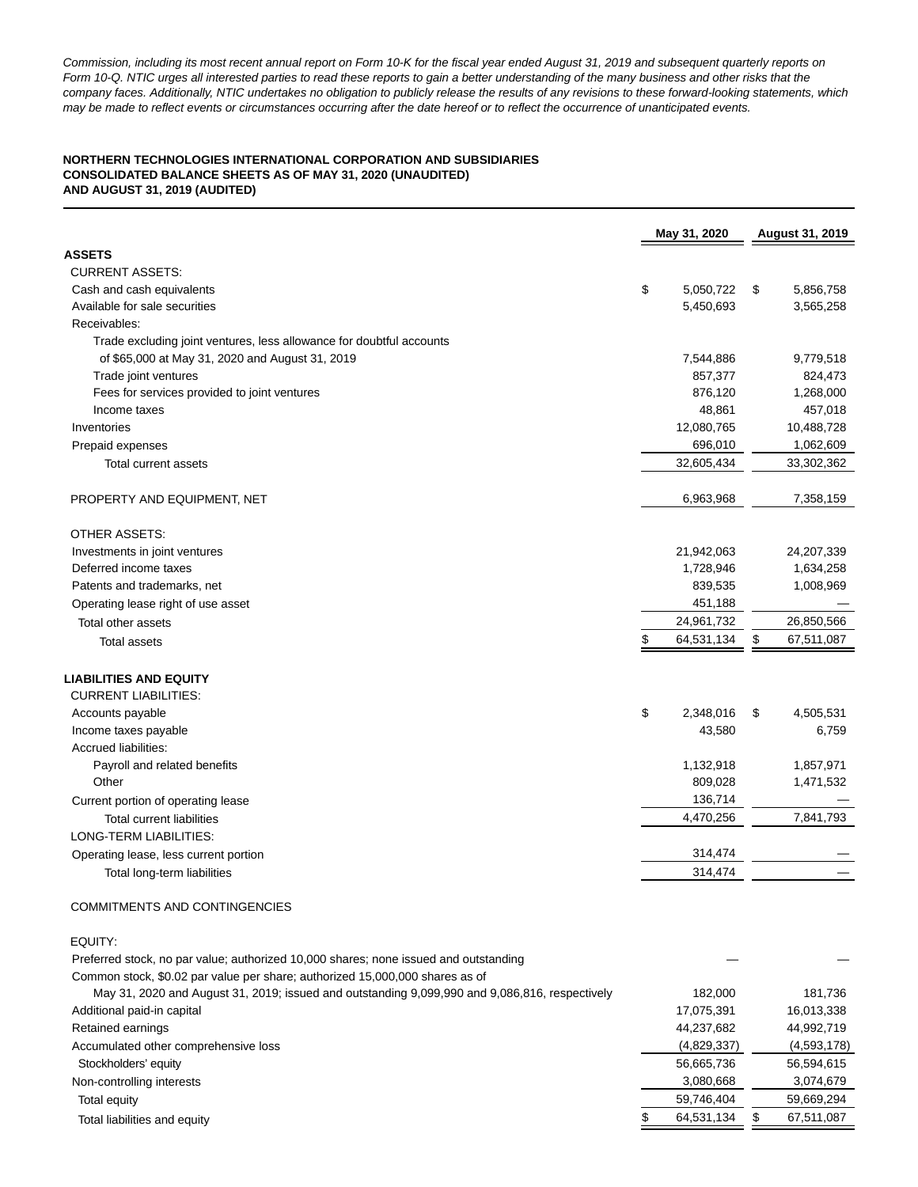*Commission, including its most recent annual report on Form 10-K for the fiscal year ended August 31, 2019 and subsequent quarterly reports on Form 10-Q. NTIC urges all interested parties to read these reports to gain a better understanding of the many business and other risks that the company faces. Additionally, NTIC undertakes no obligation to publicly release the results of any revisions to these forward-looking statements, which may be made to reflect events or circumstances occurring after the date hereof or to reflect the occurrence of unanticipated events.*

**NORTHERN TECHNOLOGIES INTERNATIONAL CORPORATION AND SUBSIDIARIES**
**CONSOLIDATED BALANCE SHEETS AS OF MAY 31, 2020 (UNAUDITED)**
**AND AUGUST 31, 2019 (AUDITED)**

| | May 31, 2020 | August 31, 2019 |
|---|---|---|
| **ASSETS** | | |
| CURRENT ASSETS: | | |
| Cash and cash equivalents | $ 5,050,722 | $ 5,856,758 |
| Available for sale securities | 5,450,693 | 3,565,258 |
| Receivables: | | |
| Trade excluding joint ventures, less allowance for doubtful accounts of $65,000 at May 31, 2020 and August 31, 2019 | 7,544,886 | 9,779,518 |
| Trade joint ventures | 857,377 | 824,473 |
| Fees for services provided to joint ventures | 876,120 | 1,268,000 |
| Income taxes | 48,861 | 457,018 |
| Inventories | 12,080,765 | 10,488,728 |
| Prepaid expenses | 696,010 | 1,062,609 |
| Total current assets | 32,605,434 | 33,302,362 |
| PROPERTY AND EQUIPMENT, NET | 6,963,968 | 7,358,159 |
| OTHER ASSETS: | | |
| Investments in joint ventures | 21,942,063 | 24,207,339 |
| Deferred income taxes | 1,728,946 | 1,634,258 |
| Patents and trademarks, net | 839,535 | 1,008,969 |
| Operating lease right of use asset | 451,188 | — |
| Total other assets | 24,961,732 | 26,850,566 |
| Total assets | $ 64,531,134 | $ 67,511,087 |
| **LIABILITIES AND EQUITY** | | |
| CURRENT LIABILITIES: | | |
| Accounts payable | $ 2,348,016 | $ 4,505,531 |
| Income taxes payable | 43,580 | 6,759 |
| Accrued liabilities: | | |
| Payroll and related benefits | 1,132,918 | 1,857,971 |
| Other | 809,028 | 1,471,532 |
| Current portion of operating lease | 136,714 | — |
| Total current liabilities | 4,470,256 | 7,841,793 |
| LONG-TERM LIABILITIES: | | |
| Operating lease, less current portion | 314,474 | — |
| Total long-term liabilities | 314,474 | — |
| COMMITMENTS AND CONTINGENCIES | | |
| EQUITY: | | |
| Preferred stock, no par value; authorized 10,000 shares; none issued and outstanding | — | — |
| Common stock, $0.02 par value per share; authorized 15,000,000 shares as of May 31, 2020 and August 31, 2019; issued and outstanding 9,099,990 and 9,086,816, respectively | 182,000 | 181,736 |
| Additional paid-in capital | 17,075,391 | 16,013,338 |
| Retained earnings | 44,237,682 | 44,992,719 |
| Accumulated other comprehensive loss | (4,829,337) | (4,593,178) |
| Stockholders' equity | 56,665,736 | 56,594,615 |
| Non-controlling interests | 3,080,668 | 3,074,679 |
| Total equity | 59,746,404 | 59,669,294 |
| Total liabilities and equity | $ 64,531,134 | $ 67,511,087 |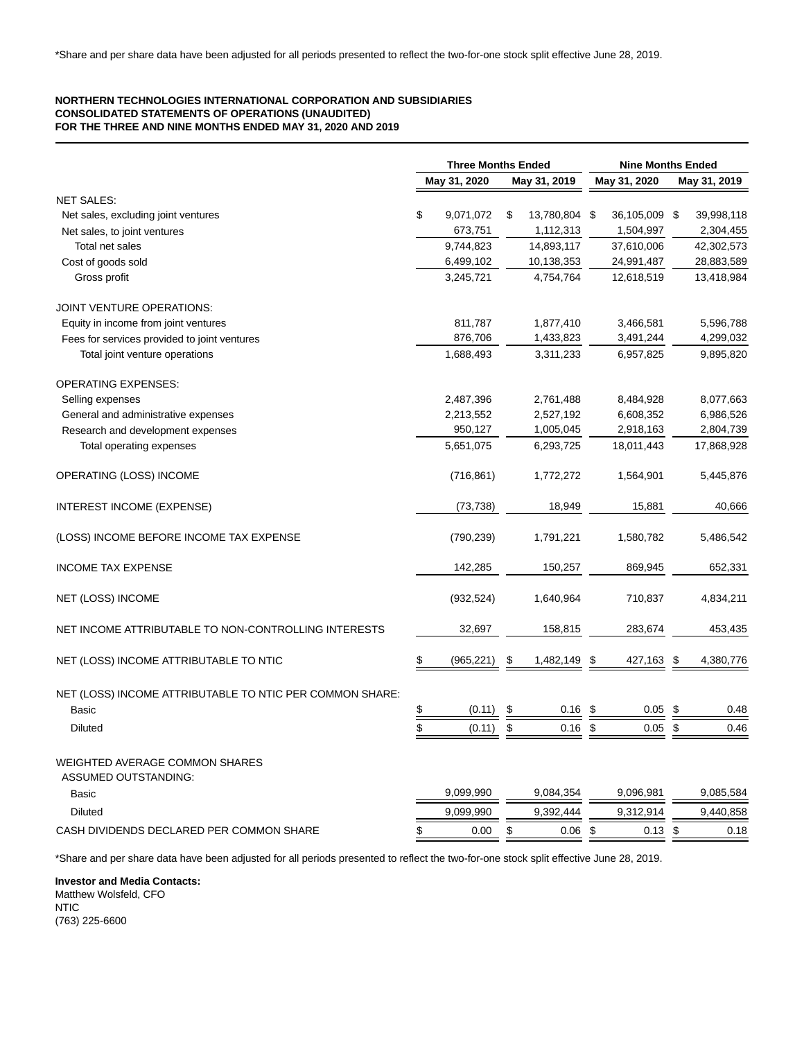*Share and per share data have been adjusted for all periods presented to reflect the two-for-one stock split effective June 28, 2019.

**NORTHERN TECHNOLOGIES INTERNATIONAL CORPORATION AND SUBSIDIARIES**
**CONSOLIDATED STATEMENTS OF OPERATIONS (UNAUDITED)**
**FOR THE THREE AND NINE MONTHS ENDED MAY 31, 2020 AND 2019**

| | Three Months Ended | | Nine Months Ended | |
|---|---|---|---|---|
| | May 31, 2020 | May 31, 2019 | May 31, 2020 | May 31, 2019 |
| NET SALES: | | | | |
| Net sales, excluding joint ventures | $ 9,071,072 | $ 13,780,804 | $ 36,105,009 | $ 39,998,118 |
| Net sales, to joint ventures | 673,751 | 1,112,313 | 1,504,997 | 2,304,455 |
| Total net sales | 9,744,823 | 14,893,117 | 37,610,006 | 42,302,573 |
| Cost of goods sold | 6,499,102 | 10,138,353 | 24,991,487 | 28,883,589 |
| Gross profit | 3,245,721 | 4,754,764 | 12,618,519 | 13,418,984 |
| JOINT VENTURE OPERATIONS: | | | | |
| Equity in income from joint ventures | 811,787 | 1,877,410 | 3,466,581 | 5,596,788 |
| Fees for services provided to joint ventures | 876,706 | 1,433,823 | 3,491,244 | 4,299,032 |
| Total joint venture operations | 1,688,493 | 3,311,233 | 6,957,825 | 9,895,820 |
| OPERATING EXPENSES: | | | | |
| Selling expenses | 2,487,396 | 2,761,488 | 8,484,928 | 8,077,663 |
| General and administrative expenses | 2,213,552 | 2,527,192 | 6,608,352 | 6,986,526 |
| Research and development expenses | 950,127 | 1,005,045 | 2,918,163 | 2,804,739 |
| Total operating expenses | 5,651,075 | 6,293,725 | 18,011,443 | 17,868,928 |
| OPERATING (LOSS) INCOME | (716,861) | 1,772,272 | 1,564,901 | 5,445,876 |
| INTEREST INCOME (EXPENSE) | (73,738) | 18,949 | 15,881 | 40,666 |
| (LOSS) INCOME BEFORE INCOME TAX EXPENSE | (790,239) | 1,791,221 | 1,580,782 | 5,486,542 |
| INCOME TAX EXPENSE | 142,285 | 150,257 | 869,945 | 652,331 |
| NET (LOSS) INCOME | (932,524) | 1,640,964 | 710,837 | 4,834,211 |
| NET INCOME ATTRIBUTABLE TO NON-CONTROLLING INTERESTS | 32,697 | 158,815 | 283,674 | 453,435 |
| NET (LOSS) INCOME ATTRIBUTABLE TO NTIC | $ (965,221) | $ 1,482,149 | $ 427,163 | $ 4,380,776 |
| NET (LOSS) INCOME ATTRIBUTABLE TO NTIC PER COMMON SHARE: | | | | |
| Basic | $ (0.11) | $ 0.16 | $ 0.05 | $ 0.48 |
| Diluted | $ (0.11) | $ 0.16 | $ 0.05 | $ 0.46 |
| WEIGHTED AVERAGE COMMON SHARES ASSUMED OUTSTANDING: | | | | |
| Basic | 9,099,990 | 9,084,354 | 9,096,981 | 9,085,584 |
| Diluted | 9,099,990 | 9,392,444 | 9,312,914 | 9,440,858 |
| CASH DIVIDENDS DECLARED PER COMMON SHARE | $ 0.00 | $ 0.06 | $ 0.13 | $ 0.18 |

*Share and per share data have been adjusted for all periods presented to reflect the two-for-one stock split effective June 28, 2019.

**Investor and Media Contacts:**
Matthew Wolsfeld, CFO
NTIC
(763) 225-6600